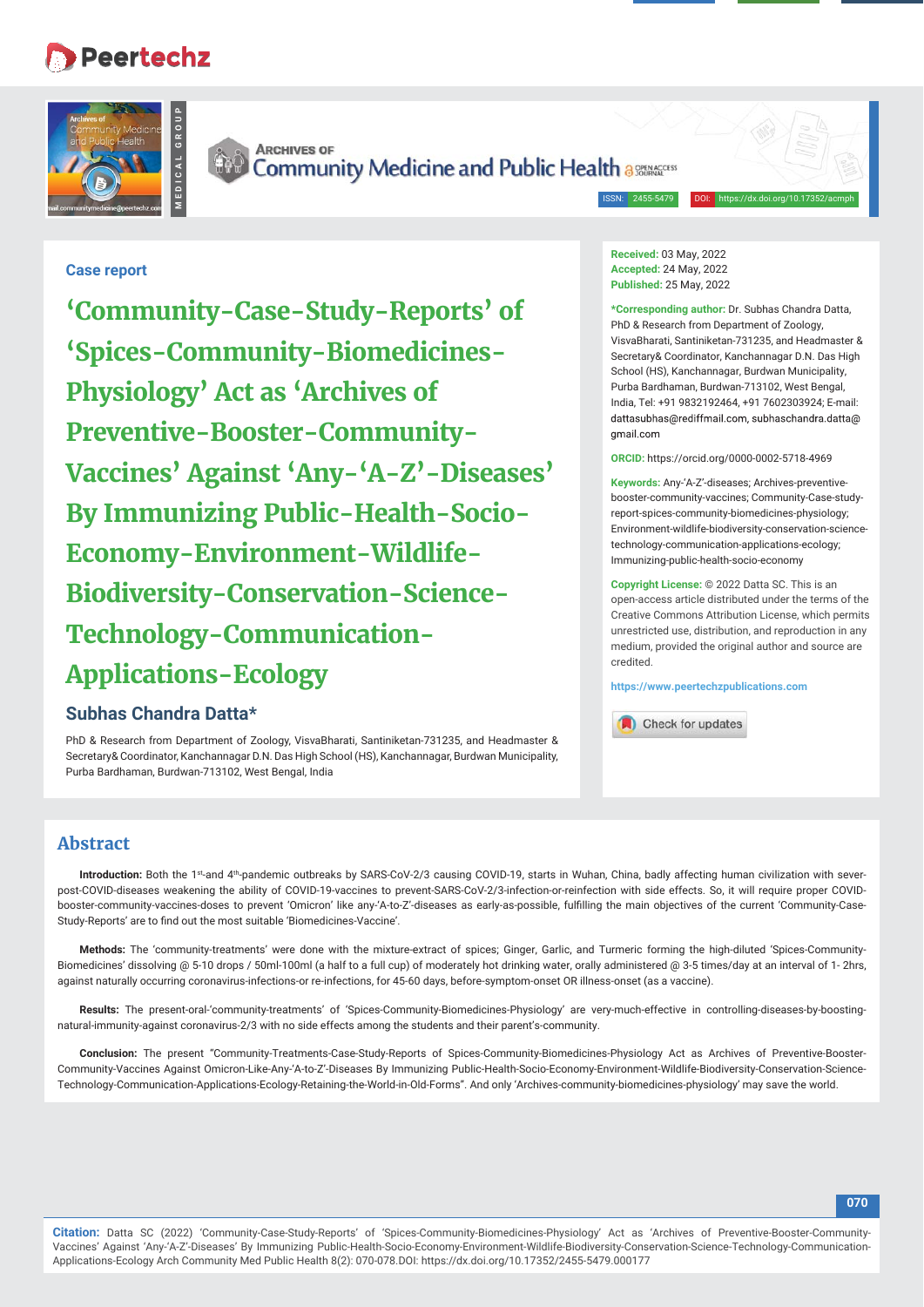Case report

# 'Community-Case-Study-Reports' of 'Spices-Community-Biomedicines-Physiology' Act as 'Archives of Preventive-Booster-Community-Vaccines' Against 'Any-'A-Z'-Diseases' By Immunizing Public-Health-Socio-Economy-Environment-Wildlife-Biodiversity-Conservation-Science-Technology-Communication-Applications-Ecology

**Subhas Chandra Datta***

PhD & Research from Department of Zoology, VisvaBharati, Santiniketan-731235, and Headmaster & Secretary& Coordinator, Kanchannagar D.N. Das High School (HS), Kanchannagar, Burdwan Municipality, Purba Bardhaman, Burdwan-713102, West Bengal, India

**Received:** 03 May, 2022
**Accepted:** 24 May, 2022
**Published:** 25 May, 2022

***Corresponding author:** Dr. Subhas Chandra Datta, PhD & Research from Department of Zoology, VisvaBharati, Santiniketan-731235, and Headmaster & Secretary& Coordinator, Kanchannagar D.N. Das High School (HS), Kanchannagar, Burdwan Municipality, Purba Bardhaman, Burdwan-713102, West Bengal, India, Tel: +91 9832192464, +91 7602303924; E-mail: dattasubhas@rediffmail.com, subhaschandra.datta@gmail.com

**ORCID:** https://orcid.org/0000-0002-5718-4969

**Keywords:** Any-'A-Z'-diseases; Archives-preventive-booster-community-vaccines; Community-Case-study-report-spices-community-biomedicines-physiology; Environment-wildlife-biodiversity-conservation-science-technology-communication-applications-ecology; Immunizing-public-health-socio-economy

**Copyright License:** © 2022 Datta SC. This is an open-access article distributed under the terms of the Creative Commons Attribution License, which permits unrestricted use, distribution, and reproduction in any medium, provided the original author and source are credited.

https://www.peertechzpublications.com

## Abstract

**Introduction:** Both the 1st-and 4th-pandemic outbreaks by SARS-CoV-2/3 causing COVID-19, starts in Wuhan, China, badly affecting human civilization with sever-post-COVID-diseases weakening the ability of COVID-19-vaccines to prevent-SARS-CoV-2/3-infection-or-reinfection with side effects. So, it will require proper COVID-booster-community-vaccines-doses to prevent 'Omicron' like any-'A-to-Z'-diseases as early-as-possible, fulfilling the main objectives of the current 'Community-Case-Study-Reports' are to find out the most suitable 'Biomedicines-Vaccine'.

**Methods:** The 'community-treatments' were done with the mixture-extract of spices; Ginger, Garlic, and Turmeric forming the high-diluted 'Spices-Community-Biomedicines' dissolving @ 5-10 drops / 50ml-100ml (a half to a full cup) of moderately hot drinking water, orally administered @ 3-5 times/day at an interval of 1- 2hrs, against naturally occurring coronavirus-infections-or re-infections, for 45-60 days, before-symptom-onset OR illness-onset (as a vaccine).

**Results:** The present-oral-'community-treatments' of 'Spices-Community-Biomedicines-Physiology' are very-much-effective in controlling-diseases-by-boosting-natural-immunity-against coronavirus-2/3 with no side effects among the students and their parent's-community.

**Conclusion:** The present "Community-Treatments-Case-Study-Reports of Spices-Community-Biomedicines-Physiology Act as Archives of Preventive-Booster-Community-Vaccines Against Omicron-Like-Any-'A-to-Z'-Diseases By Immunizing Public-Health-Socio-Economy-Environment-Wildlife-Biodiversity-Conservation-Science-Technology-Communication-Applications-Ecology-Retaining-the-World-in-Old-Forms". And only 'Archives-community-biomedicines-physiology' may save the world.

**Citation:** Datta SC (2022) 'Community-Case-Study-Reports' of 'Spices-Community-Biomedicines-Physiology' Act as 'Archives of Preventive-Booster-Community-Vaccines' Against 'Any-'A-Z'-Diseases' By Immunizing Public-Health-Socio-Economy-Environment-Wildlife-Biodiversity-Conservation-Science-Technology-Communication-Applications-Ecology Arch Community Med Public Health 8(2): 070-078.DOI: https://dx.doi.org/10.17352/2455-5479.000177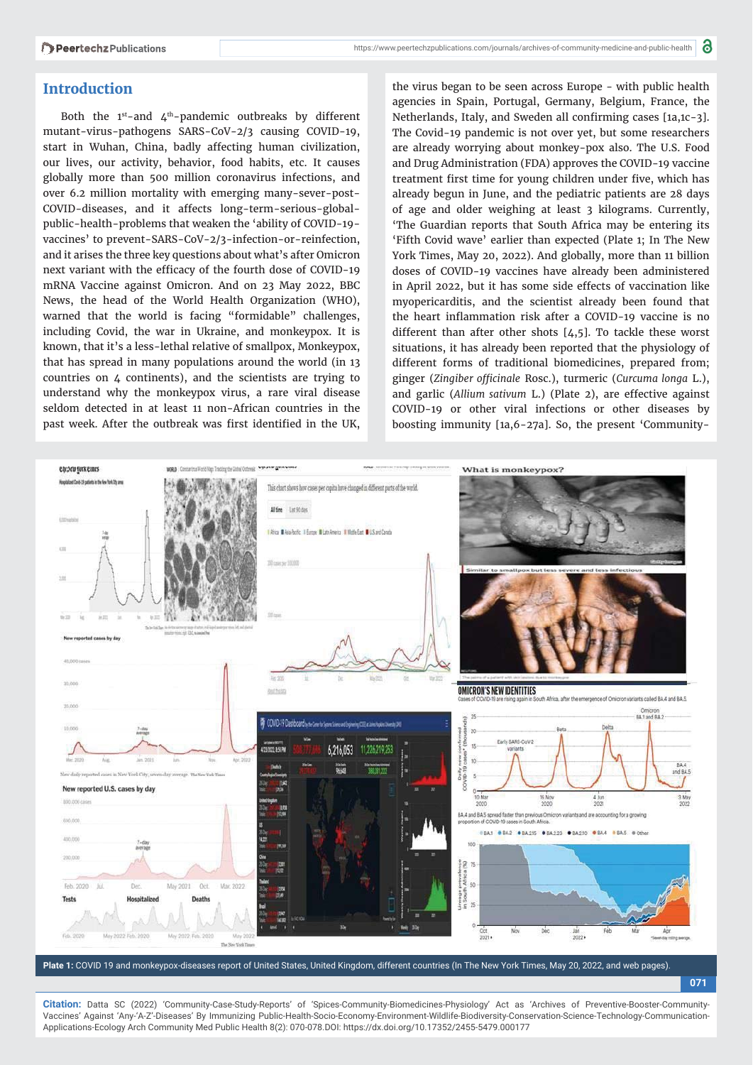## Introduction

Both the 1st-and 4th-pandemic outbreaks by different mutant-virus-pathogens SARS-CoV-2/3 causing COVID-19, start in Wuhan, China, badly affecting human civilization, our lives, our activity, behavior, food habits, etc. It causes globally more than 500 million coronavirus infections, and over 6.2 million mortality with emerging many-sever-post-COVID-diseases, and it affects long-term-serious-global-public-health-problems that weaken the 'ability of COVID-19-vaccines' to prevent-SARS-CoV-2/3-infection-or-reinfection, and it arises the three key questions about what's after Omicron next variant with the efficacy of the fourth dose of COVID-19 mRNA Vaccine against Omicron. And on 23 May 2022, BBC News, the head of the World Health Organization (WHO), warned that the world is facing "formidable" challenges, including Covid, the war in Ukraine, and monkeypox. It is known, that it's a less-lethal relative of smallpox, Monkeypox, that has spread in many populations around the world (in 13 countries on 4 continents), and the scientists are trying to understand why the monkeypox virus, a rare viral disease seldom detected in at least 11 non-African countries in the past week. After the outbreak was first identified in the UK, the virus began to be seen across Europe - with public health agencies in Spain, Portugal, Germany, Belgium, France, the Netherlands, Italy, and Sweden all confirming cases [1a,1c-3]. The Covid-19 pandemic is not over yet, but some researchers are already worrying about monkey-pox also. The U.S. Food and Drug Administration (FDA) approves the COVID-19 vaccine treatment first time for young children under five, which has already begun in June, and the pediatric patients are 28 days of age and older weighing at least 3 kilograms. Currently, 'The Guardian reports that South Africa may be entering its 'Fifth Covid wave' earlier than expected (Plate 1; In The New York Times, May 20, 2022). And globally, more than 11 billion doses of COVID-19 vaccines have already been administered in April 2022, but it has some side effects of vaccination like myopericarditis, and the scientist already been found that the heart inflammation risk after a COVID-19 vaccine is no different than after other shots [4,5]. To tackle these worst situations, it has already been reported that the physiology of different forms of traditional biomedicines, prepared from; ginger (*Zingiber officinale* Rosc.), turmeric (*Curcuma longa* L.), and garlic (*Allium sativum* L.) (Plate 2), are effective against COVID-19 or other viral infections or other diseases by boosting immunity [1a,6-27a]. So, the present 'Community-

**Plate 1:** COVID 19 and monkeypox-diseases report of United States, United Kingdom, different countries (In The New York Times, May 20, 2022, and web pages).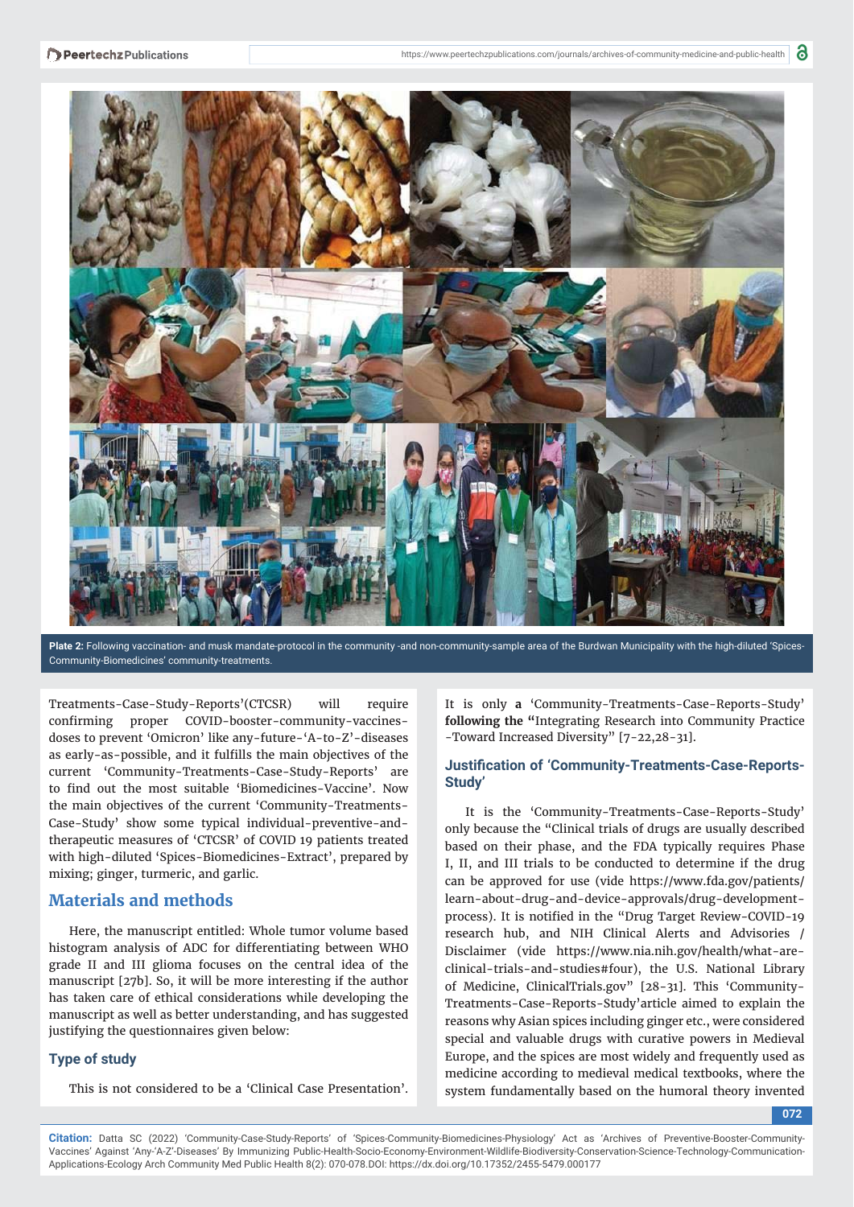**Plate 2:** Following vaccination- and musk mandate-protocol in the community -and non-community-sample area of the Burdwan Municipality with the high-diluted 'Spices-Community-Biomedicines' community-treatments.

Treatments-Case-Study-Reports'(CTCSR) will require confirming proper COVID-booster-community-vaccines-doses to prevent 'Omicron' like any-future-'A-to-Z'-diseases as early-as-possible, and it fulfills the main objectives of the current 'Community-Treatments-Case-Study-Reports' are to find out the most suitable 'Biomedicines-Vaccine'. Now the main objectives of the current 'Community-Treatments-Case-Study' show some typical individual-preventive-and-therapeutic measures of 'CTCSR' of COVID 19 patients treated with high-diluted 'Spices-Biomedicines-Extract', prepared by mixing; ginger, turmeric, and garlic.

## Materials and methods

Here, the manuscript entitled: Whole tumor volume based histogram analysis of ADC for differentiating between WHO grade II and III glioma focuses on the central idea of the manuscript [27b]. So, it will be more interesting if the author has taken care of ethical considerations while developing the manuscript as well as better understanding, and has suggested justifying the questionnaires given below:

### Type of study

This is not considered to be a 'Clinical Case Presentation'. It is only **a** 'Community-Treatments-Case-Reports-Study' **following the "**Integrating Research into Community Practice -Toward Increased Diversity" [7-22,28-31].

### Justification of 'Community-Treatments-Case-Reports-Study'

It is the 'Community-Treatments-Case-Reports-Study' only because the "Clinical trials of drugs are usually described based on their phase, and the FDA typically requires Phase I, II, and III trials to be conducted to determine if the drug can be approved for use (vide https://www.fda.gov/patients/learn-about-drug-and-device-approvals/drug-development-process). It is notified in the "Drug Target Review-COVID-19 research hub, and NIH Clinical Alerts and Advisories / Disclaimer (vide https://www.nia.nih.gov/health/what-are-clinical-trials-and-studies#four), the U.S. National Library of Medicine, ClinicalTrials.gov" [28-31]. This 'Community-Treatments-Case-Reports-Study'article aimed to explain the reasons why Asian spices including ginger etc., were considered special and valuable drugs with curative powers in Medieval Europe, and the spices are most widely and frequently used as medicine according to medieval medical textbooks, where the system fundamentally based on the humoral theory invented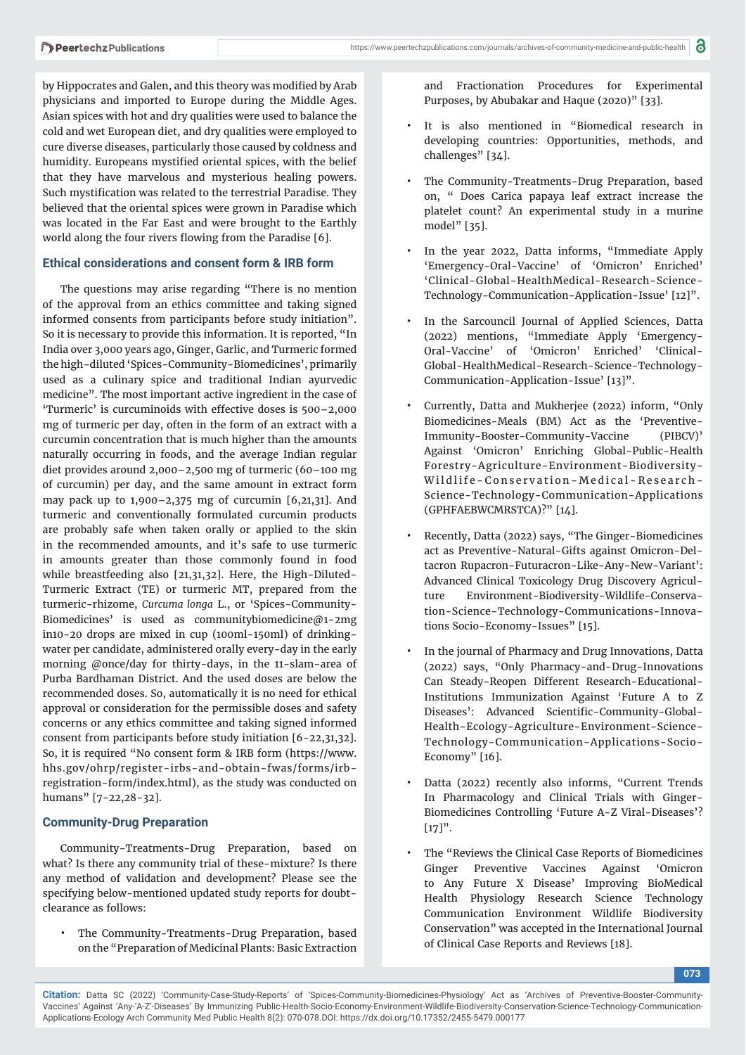by Hippocrates and Galen, and this theory was modified by Arab physicians and imported to Europe during the Middle Ages. Asian spices with hot and dry qualities were used to balance the cold and wet European diet, and dry qualities were employed to cure diverse diseases, particularly those caused by coldness and humidity. Europeans mystified oriental spices, with the belief that they have marvelous and mysterious healing powers. Such mystification was related to the terrestrial Paradise. They believed that the oriental spices were grown in Paradise which was located in the Far East and were brought to the Earthly world along the four rivers flowing from the Paradise [6].

### Ethical considerations and consent form & IRB form

The questions may arise regarding "There is no mention of the approval from an ethics committee and taking signed informed consents from participants before study initiation". So it is necessary to provide this information. It is reported, "In India over 3,000 years ago, Ginger, Garlic, and Turmeric formed the high-diluted 'Spices-Community-Biomedicines', primarily used as a culinary spice and traditional Indian ayurvedic medicine". The most important active ingredient in the case of 'Turmeric' is curcuminoids with effective doses is 500–2,000 mg of turmeric per day, often in the form of an extract with a curcumin concentration that is much higher than the amounts naturally occurring in foods, and the average Indian regular diet provides around 2,000–2,500 mg of turmeric (60–100 mg of curcumin) per day, and the same amount in extract form may pack up to 1,900–2,375 mg of curcumin [6,21,31]. And turmeric and conventionally formulated curcumin products are probably safe when taken orally or applied to the skin in the recommended amounts, and it's safe to use turmeric in amounts greater than those commonly found in food while breastfeeding also [21,31,32]. Here, the High-Diluted-Turmeric Extract (TE) or turmeric MT, prepared from the turmeric-rhizome, *Curcuma longa* L., or 'Spices-Community-Biomedicines' is used as communitybiomedicine@1-2mg in10-20 drops are mixed in cup (100ml-150ml) of drinking-water per candidate, administered orally every-day in the early morning @once/day for thirty-days, in the 11-slam-area of Purba Bardhaman District. And the used doses are below the recommended doses. So, automatically it is no need for ethical approval or consideration for the permissible doses and safety concerns or any ethics committee and taking signed informed consent from participants before study initiation [6-22,31,32]. So, it is required "No consent form & IRB form (https://www.hhs.gov/ohrp/register-irbs-and-obtain-fwas/forms/irb-registration-form/index.html), as the study was conducted on humans" [7-22,28-32].

### Community-Drug Preparation

Community-Treatments-Drug Preparation, based on what? Is there any community trial of these-mixture? Is there any method of validation and development? Please see the specifying below-mentioned updated study reports for doubt-clearance as follows:

- The Community-Treatments-Drug Preparation, based on the "Preparation of Medicinal Plants: Basic Extraction and Fractionation Procedures for Experimental Purposes, by Abubakar and Haque (2020)" [33].
- It is also mentioned in "Biomedical research in developing countries: Opportunities, methods, and challenges" [34].
- The Community-Treatments-Drug Preparation, based on, " Does Carica papaya leaf extract increase the platelet count? An experimental study in a murine model" [35].
- In the year 2022, Datta informs, "Immediate Apply 'Emergency-Oral-Vaccine' of 'Omicron' Enriched' 'Clinical-Global-HealthMedical-Research-Science-Technology-Communication-Application-Issue' [12]".
- In the Sarcouncil Journal of Applied Sciences, Datta (2022) mentions, "Immediate Apply 'Emergency-Oral-Vaccine' of 'Omicron' Enriched' 'Clinical-Global-HealthMedical-Research-Science-Technology-Communication-Application-Issue' [13]".
- Currently, Datta and Mukherjee (2022) inform, "Only Biomedicines-Meals (BM) Act as the 'Preventive-Immunity-Booster-Community-Vaccine (PIBCV)' Against 'Omicron' Enriching Global-Public-Health Forestry-Agriculture-Environment-Biodiversity-Wildlife-Conservation-Medical-Research-Science-Technology-Communication-Applications (GPHFAEBWCMRSTCA)?" [14].
- Recently, Datta (2022) says, "The Ginger-Biomedicines act as Preventive-Natural-Gifts against Omicron-Deltacron Rupacron-Futuracron-Like-Any-New-Variant': Advanced Clinical Toxicology Drug Discovery Agriculture Environment-Biodiversity-Wildlife-Conservation-Science-Technology-Communications-Innovations Socio-Economy-Issues" [15].
- In the journal of Pharmacy and Drug Innovations, Datta (2022) says, "Only Pharmacy-and-Drug-Innovations Can Steady-Reopen Different Research-Educational-Institutions Immunization Against 'Future A to Z Diseases': Advanced Scientific-Community-Global-Health-Ecology-Agriculture-Environment-Science-Technology-Communication-Applications-Socio-Economy" [16].
- Datta (2022) recently also informs, "Current Trends In Pharmacology and Clinical Trials with Ginger-Biomedicines Controlling 'Future A-Z Viral-Diseases'? [17]".
- The "Reviews the Clinical Case Reports of Biomedicines Ginger Preventive Vaccines Against 'Omicron to Any Future X Disease' Improving BioMedical Health Physiology Research Science Technology Communication Environment Wildlife Biodiversity Conservation" was accepted in the International Journal of Clinical Case Reports and Reviews [18].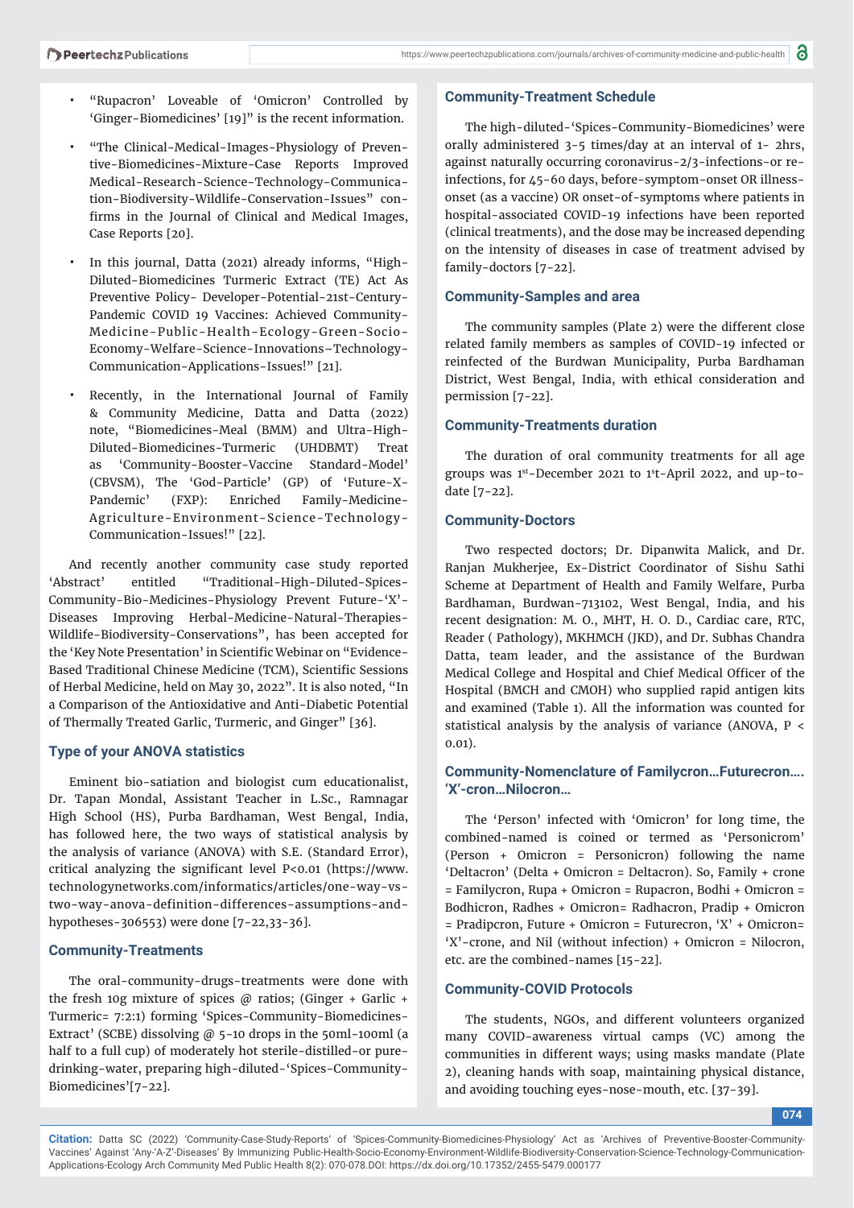- "Rupacron' Loveable of 'Omicron' Controlled by 'Ginger-Biomedicines' [19]" is the recent information.
- "The Clinical-Medical-Images-Physiology of Preventive-Biomedicines-Mixture-Case Reports Improved Medical-Research-Science-Technology-Communication-Biodiversity-Wildlife-Conservation-Issues" confirms in the Journal of Clinical and Medical Images, Case Reports [20].
- In this journal, Datta (2021) already informs, "High-Diluted-Biomedicines Turmeric Extract (TE) Act As Preventive Policy- Developer-Potential-21st-Century-Pandemic COVID 19 Vaccines: Achieved Community-Medicine-Public-Health-Ecology-Green-Socio-Economy-Welfare-Science-Innovations–Technology-Communication-Applications-Issues!" [21].
- Recently, in the International Journal of Family & Community Medicine, Datta and Datta (2022) note, "Biomedicines-Meal (BMM) and Ultra-High-Diluted-Biomedicines-Turmeric (UHDBMT) Treat as 'Community-Booster-Vaccine Standard-Model' (CBVSM), The 'God-Particle' (GP) of 'Future-X-Pandemic' (FXP): Enriched Family-Medicine-Agriculture-Environment-Science-Technology-Communication-Issues!" [22].

And recently another community case study reported 'Abstract' entitled "Traditional-High-Diluted-Spices-Community-Bio-Medicines-Physiology Prevent Future-'X'-Diseases Improving Herbal-Medicine-Natural-Therapies-Wildlife-Biodiversity-Conservations", has been accepted for the 'Key Note Presentation' in Scientific Webinar on "Evidence-Based Traditional Chinese Medicine (TCM), Scientific Sessions of Herbal Medicine, held on May 30, 2022". It is also noted, "In a Comparison of the Antioxidative and Anti-Diabetic Potential of Thermally Treated Garlic, Turmeric, and Ginger" [36].

## Type of your ANOVA statistics

Eminent bio-satiation and biologist cum educationalist, Dr. Tapan Mondal, Assistant Teacher in L.Sc., Ramnagar High School (HS), Purba Bardhaman, West Bengal, India, has followed here, the two ways of statistical analysis by the analysis of variance (ANOVA) with S.E. (Standard Error), critical analyzing the significant level P<0.01 (https://www.technologynetworks.com/informatics/articles/one-way-vs-two-way-anova-definition-differences-assumptions-and-hypotheses-306553) were done [7-22,33-36].

## Community-Treatments

The oral-community-drugs-treatments were done with the fresh 10g mixture of spices @ ratios; (Ginger + Garlic + Turmeric= 7:2:1) forming 'Spices-Community-Biomedicines-Extract' (SCBE) dissolving @ 5-10 drops in the 50ml-100ml (a half to a full cup) of moderately hot sterile-distilled-or pure-drinking-water, preparing high-diluted-'Spices-Community-Biomedicines'[7-22].

## Community-Treatment Schedule

The high-diluted-'Spices-Community-Biomedicines' were orally administered 3-5 times/day at an interval of 1- 2hrs, against naturally occurring coronavirus-2/3-infections-or re-infections, for 45-60 days, before-symptom-onset OR illness-onset (as a vaccine) OR onset-of-symptoms where patients in hospital-associated COVID-19 infections have been reported (clinical treatments), and the dose may be increased depending on the intensity of diseases in case of treatment advised by family-doctors [7-22].

## Community-Samples and area

The community samples (Plate 2) were the different close related family members as samples of COVID-19 infected or reinfected of the Burdwan Municipality, Purba Bardhaman District, West Bengal, India, with ethical consideration and permission [7-22].

## Community-Treatments duration

The duration of oral community treatments for all age groups was 1st-December 2021 to 1st-April 2022, and up-to-date [7-22].

## Community-Doctors

Two respected doctors; Dr. Dipanwita Malick, and Dr. Ranjan Mukherjee, Ex-District Coordinator of Sishu Sathi Scheme at Department of Health and Family Welfare, Purba Bardhaman, Burdwan-713102, West Bengal, India, and his recent designation: M. O., MHT, H. O. D., Cardiac care, RTC, Reader ( Pathology), MKHMCH (JKD), and Dr. Subhas Chandra Datta, team leader, and the assistance of the Burdwan Medical College and Hospital and Chief Medical Officer of the Hospital (BMCH and CMOH) who supplied rapid antigen kits and examined (Table 1). All the information was counted for statistical analysis by the analysis of variance (ANOVA, P < 0.01).

## Community-Nomenclature of Familycron…Futurecron…. 'X'-cron…Nilocron…

The 'Person' infected with 'Omicron' for long time, the combined-named is coined or termed as 'Personicrom' (Person + Omicron = Personicron) following the name 'Deltacron' (Delta + Omicron = Deltacron). So, Family + crone = Familycron, Rupa + Omicron = Rupacron, Bodhi + Omicron = Bodhicron, Radhes + Omicron= Radhacron, Pradip + Omicron = Pradipcron, Future + Omicron = Futurecron, 'X' + Omicron= 'X'-crone, and Nil (without infection) + Omicron = Nilocron, etc. are the combined-names [15-22].

## Community-COVID Protocols

The students, NGOs, and different volunteers organized many COVID-awareness virtual camps (VC) among the communities in different ways; using masks mandate (Plate 2), cleaning hands with soap, maintaining physical distance, and avoiding touching eyes-nose-mouth, etc. [37-39].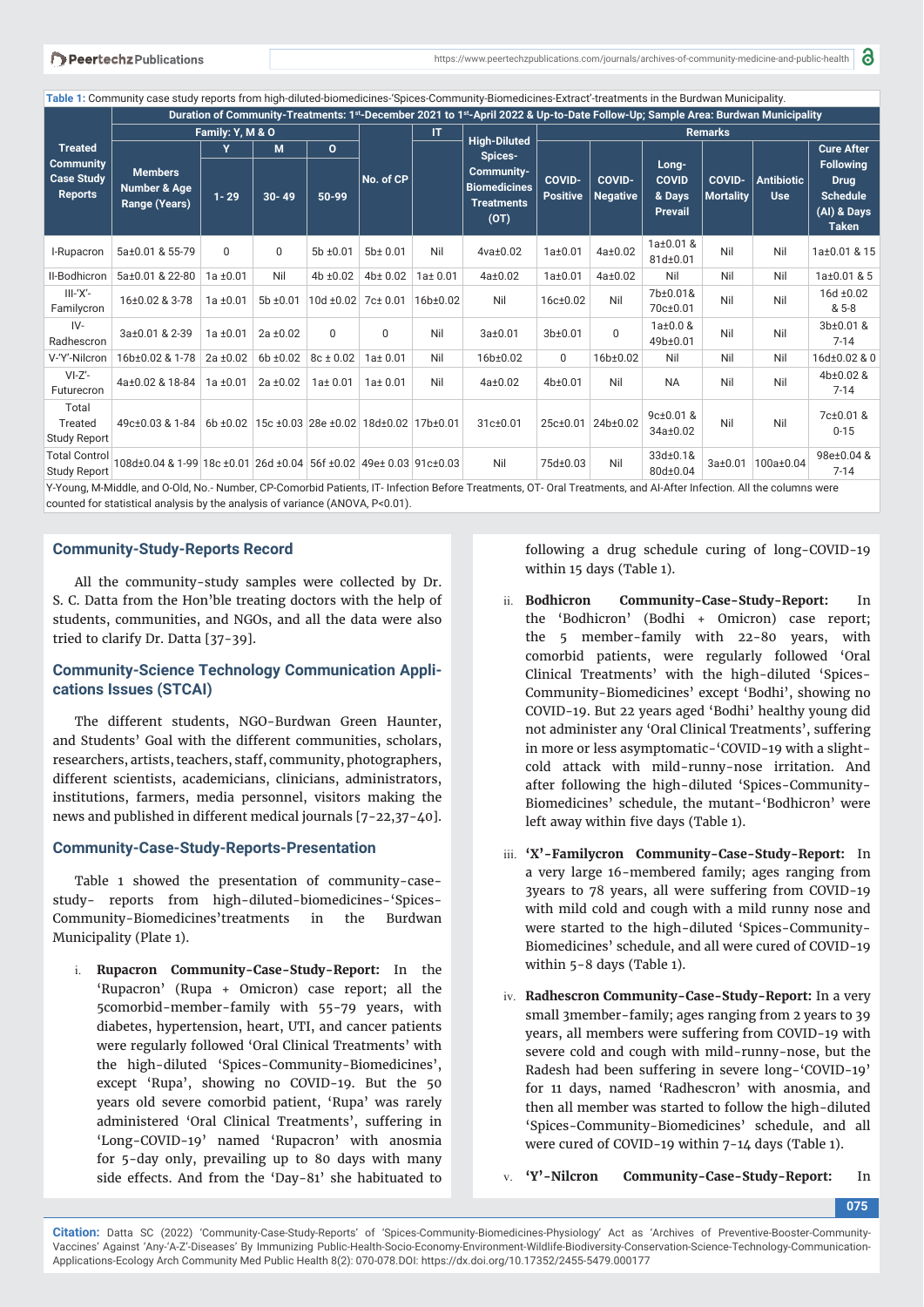**Table 1:** Community case study reports from high-diluted-biomedicines-'Spices-Community-Biomedicines-Extract'-treatments in the Burdwan Municipality.

| Duration of Community-Treatments: 1st-December 2021 to 1st-April 2022 & Up-to-Date Follow-Up; Sample Area: Burdwan Municipality | | | | | | | | | | | | | | |
|---|---|---|---|---|---|---|---|---|---|---|---|---|---|---|
| Treated Community Case Study Reports | Family: Y, M & O | | | | No. of CP | IT | High-Diluted Spices-Community-Biomedicines Treatments (OT) | Remarks | | | | | | |
| | Members Number & Age Range (Years) | Y | M | O | | | | COVID-Positive | COVID-Negative | Long-COVID & Days Prevail | COVID-Mortality | Antibiotic Use | Cure After Following Drug Schedule (AI) & Days Taken |
| | | 1- 29 | 30- 49 | 50-99 | | | | | | | | | |
| I-Rupacron | 5a±0.01 & 55-79 | 0 | 0 | 5b ±0.01 | 5b± 0.01 | Nil | 4va±0.02 | 1a±0.01 | 4a±0.02 | 1a±0.01 & 81d±0.01 | Nil | Nil | 1a±0.01 & 15 |
| II-Bodhicron | 5a±0.01 & 22-80 | 1a ±0.01 | Nil | 4b ±0.02 | 4b± 0.02 | 1a± 0.01 | 4a±0.02 | 1a±0.01 | 4a±0.02 | Nil | Nil | Nil | 1a±0.01 & 5 |
| III-'X'-Familycron | 16±0.02 & 3-78 | 1a ±0.01 | 5b ±0.01 | 10d ±0.02 | 7c± 0.01 | 16b±0.02 | Nil | 16c±0.02 | Nil | 7b±0.01& 70c±0.01 | Nil | Nil | 16d ±0.02 & 5-8 |
| IV-Radhescron | 3a±0.01 & 2-39 | 1a ±0.01 | 2a ±0.02 | 0 | 0 | Nil | 3a±0.01 | 3b±0.01 | 0 | 1a±0.0 & 49b±0.01 | Nil | Nil | 3b±0.01 & 7-14 |
| V-'Y'-Nilcron | 16b±0.02 & 1-78 | 2a ±0.02 | 6b ±0.02 | 8c ± 0.02 | 1a± 0.01 | Nil | 16b±0.02 | 0 | 16b±0.02 | Nil | Nil | Nil | 16d±0.02 & 0 |
| VI-Z'-Futurecron | 4a±0.02 & 18-84 | 1a ±0.01 | 2a ±0.02 | 1a± 0.01 | 1a± 0.01 | Nil | 4a±0.02 | 4b±0.01 | Nil | NA | Nil | Nil | 4b±0.02 & 7-14 |
| Total Treated Study Report | 49c±0.03 & 1-84 | 6b ±0.02 | 15c ±0.03 | 28e ±0.02 | 18d±0.02 | 17b±0.01 | 31c±0.01 | 25c±0.01 | 24b±0.02 | 9c±0.01 & 34a±0.02 | Nil | Nil | 7c±0.01 & 0-15 |
| Total Control Study Report | 108d±0.04 & 1-99 | 18c ±0.01 | 26d ±0.04 | 56f ±0.02 | 49e± 0.03 | 91c±0.03 | Nil | 75d±0.03 | Nil | 33d±0.1& 80d±0.04 | 3a±0.01 | 100a±0.04 | 98e±0.04 & 7-14 |

Y-Young, M-Middle, and O-Old, No.- Number, CP-Comorbid Patients, IT- Infection Before Treatments, OT- Oral Treatments, and AI-After Infection. All the columns were counted for statistical analysis by the analysis of variance (ANOVA, P<0.01).

## Community-Study-Reports Record

All the community-study samples were collected by Dr. S. C. Datta from the Hon'ble treating doctors with the help of students, communities, and NGOs, and all the data were also tried to clarify Dr. Datta [37-39].

## Community-Science Technology Communication Applications Issues (STCAI)

The different students, NGO-Burdwan Green Haunter, and Students' Goal with the different communities, scholars, researchers, artists, teachers, staff, community, photographers, different scientists, academicians, clinicians, administrators, institutions, farmers, media personnel, visitors making the news and published in different medical journals [7-22,37-40].

## Community-Case-Study-Reports-Presentation

Table 1 showed the presentation of community-case-study- reports from high-diluted-biomedicines-'Spices-Community-Biomedicines'treatments in the Burdwan Municipality (Plate 1).

i. **Rupacron Community-Case-Study-Report:** In the 'Rupacron' (Rupa + Omicron) case report; all the 5comorbid-member-family with 55-79 years, with diabetes, hypertension, heart, UTI, and cancer patients were regularly followed 'Oral Clinical Treatments' with the high-diluted 'Spices-Community-Biomedicines', except 'Rupa', showing no COVID-19. But the 50 years old severe comorbid patient, 'Rupa' was rarely administered 'Oral Clinical Treatments', suffering in 'Long-COVID-19' named 'Rupacron' with anosmia for 5-day only, prevailing up to 80 days with many side effects. And from the 'Day-81' she habituated to following a drug schedule curing of long-COVID-19 within 15 days (Table 1).

ii. **Bodhicron Community-Case-Study-Report:** In the 'Bodhicron' (Bodhi + Omicron) case report, the 5 member-family with 22-80 years, with comorbid patients, were regularly followed 'Oral Clinical Treatments' with the high-diluted 'Spices-Community-Biomedicines' except 'Bodhi', showing no COVID-19. But 22 years aged 'Bodhi' healthy young did not administer any 'Oral Clinical Treatments', suffering in more or less asymptomatic-'COVID-19 with a slight-cold attack with mild-runny-nose irritation. And after following the high-diluted 'Spices-Community-Biomedicines' schedule, the mutant-'Bodhicron' were left away within five days (Table 1).

iii. **'X'-Familycron Community-Case-Study-Report:** In a very large 16-membered family; ages ranging from 3years to 78 years, all were suffering from COVID-19 with mild cold and cough with a mild runny nose and were started to the high-diluted 'Spices-Community-Biomedicines' schedule, and all were cured of COVID-19 within 5-8 days (Table 1).

iv. **Radhescron Community-Case-Study-Report:** In a very small 3member-family; ages ranging from 2 years to 39 years, all members were suffering from COVID-19 with severe cold and cough with mild-runny-nose, but the Radesh had been suffering in severe long-'COVID-19' for 11 days, named 'Radhescron' with anosmia, and then all member was started to follow the high-diluted 'Spices-Community-Biomedicines' schedule, and all were cured of COVID-19 within 7-14 days (Table 1).

v. **'Y'-Nilcron Community-Case-Study-Report:** In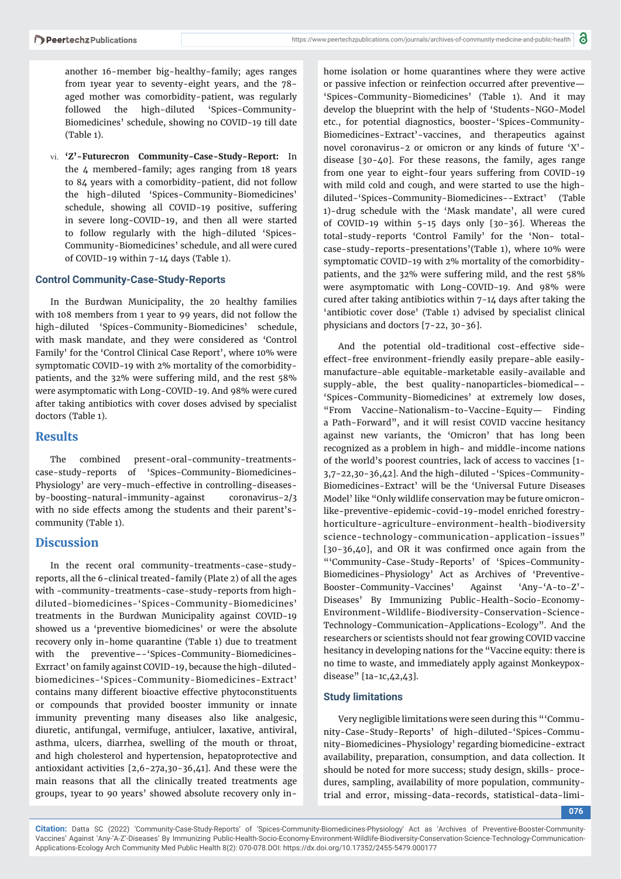another 16-member big-healthy-family; ages ranges from 1year year to seventy-eight years, and the 78-aged mother was comorbidity-patient, was regularly followed the high-diluted 'Spices-Community-Biomedicines' schedule, showing no COVID-19 till date (Table 1).

vi. **'Z'-Futurecron Community-Case-Study-Report:** In the 4 membered-family; ages ranging from 18 years to 84 years with a comorbidity-patient, did not follow the high-diluted 'Spices-Community-Biomedicines' schedule, showing all COVID-19 positive, suffering in severe long-COVID-19, and then all were started to follow regularly with the high-diluted 'Spices-Community-Biomedicines' schedule, and all were cured of COVID-19 within 7-14 days (Table 1).

### Control Community-Case-Study-Reports

In the Burdwan Municipality, the 20 healthy families with 108 members from 1 year to 99 years, did not follow the high-diluted 'Spices-Community-Biomedicines' schedule, with mask mandate, and they were considered as 'Control Family' for the 'Control Clinical Case Report', where 10% were symptomatic COVID-19 with 2% mortality of the comorbidity-patients, and the 32% were suffering mild, and the rest 58% were asymptomatic with Long-COVID-19. And 98% were cured after taking antibiotics with cover doses advised by specialist doctors (Table 1).

## Results

The combined present-oral-community-treatments-case-study-reports of 'Spices-Community-Biomedicines-Physiology' are very-much-effective in controlling-diseases-by-boosting-natural-immunity-against coronavirus-2/3 with no side effects among the students and their parent's-community (Table 1).

## Discussion

In the recent oral community-treatments-case-study-reports, all the 6-clinical treated-family (Plate 2) of all the ages with -community-treatments-case-study-reports from high-diluted-biomedicines-'Spices-Community-Biomedicines' treatments in the Burdwan Municipality against COVID-19 showed us a 'preventive biomedicines' or were the absolute recovery only in-home quarantine (Table 1) due to treatment with the preventive–-'Spices-Community-Biomedicines-Exrract' on family against COVID-19, because the high-diluted-biomedicines-'Spices-Community-Biomedicines-Extract' contains many different bioactive effective phytoconstituents or compounds that provided booster immunity or innate immunity preventing many diseases also like analgesic, diuretic, antifungal, vermifuge, antiulcer, laxative, antiviral, asthma, ulcers, diarrhea, swelling of the mouth or throat, and high cholesterol and hypertension, hepatoprotective and antioxidant activities [2,6-27a,30-36,41]. And these were the main reasons that all the clinically treated treatments age groups, 1year to 90 years' showed absolute recovery only in-home isolation or home quarantines where they were active or passive infection or reinfection occurred after preventive—'Spices-Community-Biomedicines' (Table 1). And it may develop the blueprint with the help of 'Students-NGO-Model etc., for potential diagnostics, booster-'Spices-Community-Biomedicines-Extract'-vaccines, and therapeutics against novel coronavirus-2 or omicron or any kinds of future 'X'-disease [30-40]. For these reasons, the family, ages range from one year to eight-four years suffering from COVID-19 with mild cold and cough, and were started to use the high-diluted-'Spices-Community-Biomedicines--Extract' (Table 1)-drug schedule with the 'Mask mandate', all were cured of COVID-19 within 5-15 days only [30-36]. Whereas the total-study-reports 'Control Family' for the 'Non- total-case-study-reports-presentations'(Table 1), where 10% were symptomatic COVID-19 with 2% mortality of the comorbidity-patients, and the 32% were suffering mild, and the rest 58% were asymptomatic with Long-COVID-19. And 98% were cured after taking antibiotics within 7-14 days after taking the 'antibiotic cover dose' (Table 1) advised by specialist clinical physicians and doctors [7-22, 30-36].

And the potential old-traditional cost-effective side-effect-free environment-friendly easily prepare-able easily-manufacture-able equitable-marketable easily-available and supply-able, the best quality-nanoparticles-biomedical–-'Spices-Community-Biomedicines' at extremely low doses, "From Vaccine-Nationalism-to-Vaccine-Equity— Finding a Path-Forward", and it will resist COVID vaccine hesitancy against new variants, the 'Omicron' that has long been recognized as a problem in high- and middle-income nations of the world's poorest countries, lack of access to vaccines [1-3,7-22,30-36,42]. And the high-diluted -'Spices-Community-Biomedicines-Extract' will be the 'Universal Future Diseases Model' like "Only wildlife conservation may be future omicron-like-preventive-epidemic-covid-19-model enriched forestry-horticulture-agriculture-environment-health-biodiversity science-technology-communication-application-issues" [30-36,40], and OR it was confirmed once again from the "'Community-Case-Study-Reports' of 'Spices-Community-Biomedicines-Physiology' Act as Archives of 'Preventive-Booster-Community-Vaccines' Against 'Any-'A-to-Z'-Diseases' By Immunizing Public-Health-Socio-Economy-Environment-Wildlife-Biodiversity-Conservation-Science-Technology-Communication-Applications-Ecology". And the researchers or scientists should not fear growing COVID vaccine hesitancy in developing nations for the "Vaccine equity: there is no time to waste, and immediately apply against Monkeypox-disease" [1a-1c,42,43].

### Study limitations

Very negligible limitations were seen during this "'Community-Case-Study-Reports' of high-diluted-'Spices-Community-Biomedicines-Physiology' regarding biomedicine-extract availability, preparation, consumption, and data collection. It should be noted for more success; study design, skills- procedures, sampling, availability of more population, community-trial and error, missing-data-records, statistical-data-limi-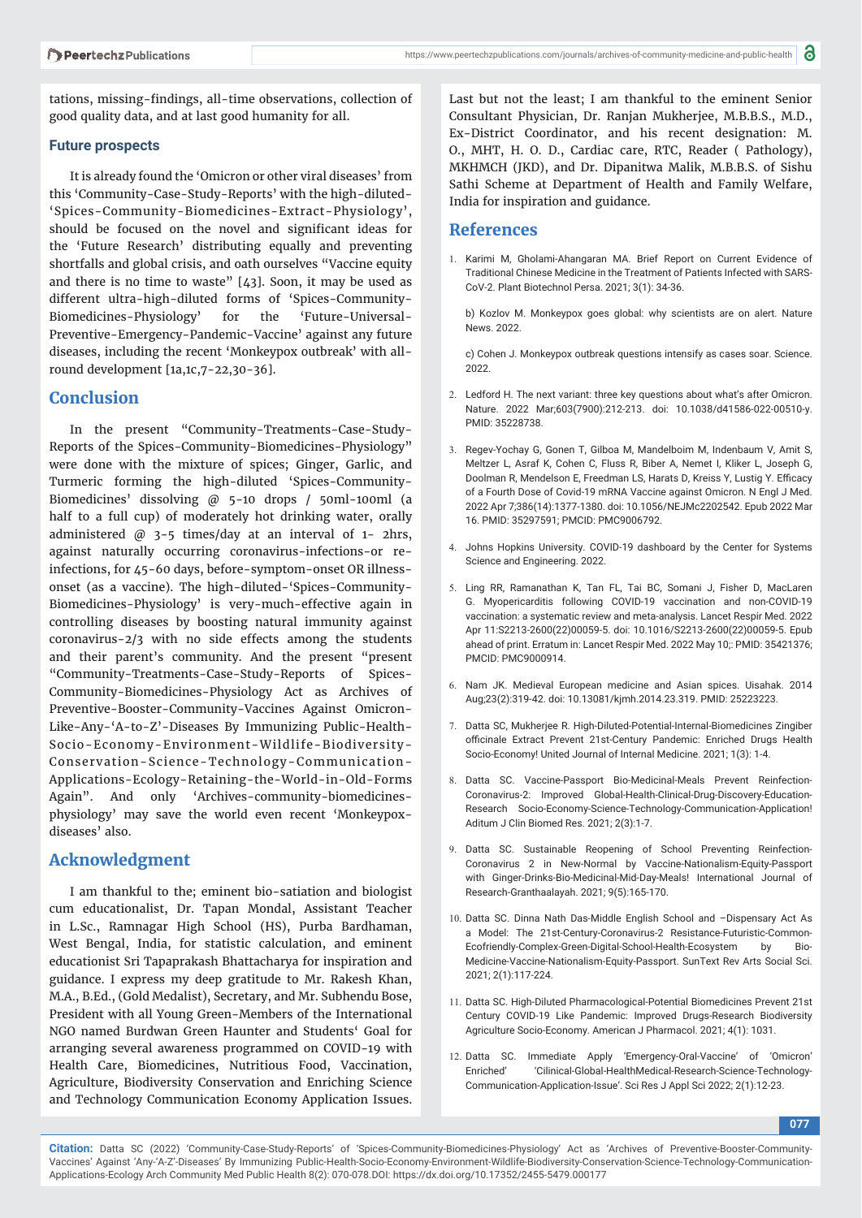tations, missing-findings, all-time observations, collection of good quality data, and at last good humanity for all.

### Future prospects

It is already found the 'Omicron or other viral diseases' from this 'Community-Case-Study-Reports' with the high-diluted-'Spices-Community-Biomedicines-Extract-Physiology', should be focused on the novel and significant ideas for the 'Future Research' distributing equally and preventing shortfalls and global crisis, and oath ourselves "Vaccine equity and there is no time to waste" [43]. Soon, it may be used as different ultra-high-diluted forms of 'Spices-Community-Biomedicines-Physiology' for the 'Future-Universal-Preventive-Emergency-Pandemic-Vaccine' against any future diseases, including the recent 'Monkeypox outbreak' with all-round development [1a,1c,7-22,30-36].

## Conclusion

In the present "Community-Treatments-Case-Study-Reports of the Spices-Community-Biomedicines-Physiology" were done with the mixture of spices; Ginger, Garlic, and Turmeric forming the high-diluted 'Spices-Community-Biomedicines' dissolving @ 5-10 drops / 50ml-100ml (a half to a full cup) of moderately hot drinking water, orally administered @ 3-5 times/day at an interval of 1- 2hrs, against naturally occurring coronavirus-infections-or re-infections, for 45-60 days, before-symptom-onset OR illness-onset (as a vaccine). The high-diluted-'Spices-Community-Biomedicines-Physiology' is very-much-effective again in controlling diseases by boosting natural immunity against coronavirus-2/3 with no side effects among the students and their parent's community. And the present "present "Community-Treatments-Case-Study-Reports of Spices-Community-Biomedicines-Physiology Act as Archives of Preventive-Booster-Community-Vaccines Against Omicron-Like-Any-'A-to-Z'-Diseases By Immunizing Public-Health-Socio-Economy-Environment-Wildlife-Biodiversity-Conservation-Science-Technology-Communication-Applications-Ecology-Retaining-the-World-in-Old-Forms Again". And only 'Archives-community-biomedicines-physiology' may save the world even recent 'Monkeypox-diseases' also.

## Acknowledgment

I am thankful to the; eminent bio-satiation and biologist cum educationalist, Dr. Tapan Mondal, Assistant Teacher in L.Sc., Ramnagar High School (HS), Purba Bardhaman, West Bengal, India, for statistic calculation, and eminent educationist Sri Tapaprakash Bhattacharya for inspiration and guidance. I express my deep gratitude to Mr. Rakesh Khan, M.A., B.Ed., (Gold Medalist), Secretary, and Mr. Subhendu Bose, President with all Young Green-Members of the International NGO named Burdwan Green Haunter and Students' Goal for arranging several awareness programmed on COVID-19 with Health Care, Biomedicines, Nutritious Food, Vaccination, Agriculture, Biodiversity Conservation and Enriching Science and Technology Communication Economy Application Issues. Last but not the least; I am thankful to the eminent Senior Consultant Physician, Dr. Ranjan Mukherjee, M.B.B.S., M.D., Ex-District Coordinator, and his recent designation: M. O., MHT, H. O. D., Cardiac care, RTC, Reader ( Pathology), MKHMCH (JKD), and Dr. Dipanitwa Malik, M.B.B.S. of Sishu Sathi Scheme at Department of Health and Family Welfare, India for inspiration and guidance.

## References

1. Karimi M, Gholami-Ahangaran MA. Brief Report on Current Evidence of Traditional Chinese Medicine in the Treatment of Patients Infected with SARS-CoV-2. Plant Biotechnol Persa. 2021; 3(1): 34-36.

   b) Kozlov M. Monkeypox goes global: why scientists are on alert. Nature News. 2022.

   c) Cohen J. Monkeypox outbreak questions intensify as cases soar. Science. 2022.

2. Ledford H. The next variant: three key questions about what's after Omicron. Nature. 2022 Mar;603(7900):212-213. doi: 10.1038/d41586-022-00510-y. PMID: 35228738.

3. Regev-Yochay G, Gonen T, Gilboa M, Mandelboim M, Indenbaum V, Amit S, Meltzer L, Asraf K, Cohen C, Fluss R, Biber A, Nemet I, Kliker L, Joseph G, Doolman R, Mendelson E, Freedman LS, Harats D, Kreiss Y, Lustig Y. Efficacy of a Fourth Dose of Covid-19 mRNA Vaccine against Omicron. N Engl J Med. 2022 Apr 7;386(14):1377-1380. doi: 10.1056/NEJMc2202542. Epub 2022 Mar 16. PMID: 35297591; PMCID: PMC9006792.

4. Johns Hopkins University. COVID-19 dashboard by the Center for Systems Science and Engineering. 2022.

5. Ling RR, Ramanathan K, Tan FL, Tai BC, Somani J, Fisher D, MacLaren G. Myopericarditis following COVID-19 vaccination and non-COVID-19 vaccination: a systematic review and meta-analysis. Lancet Respir Med. 2022 Apr 11:S2213-2600(22)00059-5. doi: 10.1016/S2213-2600(22)00059-5. Epub ahead of print. Erratum in: Lancet Respir Med. 2022 May 10;: PMID: 35421376; PMCID: PMC9000914.

6. Nam JK. Medieval European medicine and Asian spices. Uisahak. 2014 Aug;23(2):319-42. doi: 10.13081/kjmh.2014.23.319. PMID: 25223223.

7. Datta SC, Mukherjee R. High-Diluted-Potential-Internal-Biomedicines Zingiber officinale Extract Prevent 21st-Century Pandemic: Enriched Drugs Health Socio-Economy! United Journal of Internal Medicine. 2021; 1(3): 1-4.

8. Datta SC. Vaccine-Passport Bio-Medicinal-Meals Prevent Reinfection-Coronavirus-2: Improved Global-Health-Clinical-Drug-Discovery-Education-Research Socio-Economy-Science-Technology-Communication-Application! Aditum J Clin Biomed Res. 2021; 2(3):1-7.

9. Datta SC. Sustainable Reopening of School Preventing Reinfection-Coronavirus 2 in New-Normal by Vaccine-Nationalism-Equity-Passport with Ginger-Drinks-Bio-Medicinal-Mid-Day-Meals! International Journal of Research-Granthaalayah. 2021; 9(5):165-170.

10. Datta SC. Dinna Nath Das-Middle English School and –Dispensary Act As a Model: The 21st-Century-Coronavirus-2 Resistance-Futuristic-Common-Ecofriendly-Complex-Green-Digital-School-Health-Ecosystem by Bio-Medicine-Vaccine-Nationalism-Equity-Passport. SunText Rev Arts Social Sci. 2021; 2(1):117-224.

11. Datta SC. High-Diluted Pharmacological-Potential Biomedicines Prevent 21st Century COVID-19 Like Pandemic: Improved Drugs-Research Biodiversity Agriculture Socio-Economy. American J Pharmacol. 2021; 4(1): 1031.

12. Datta SC. Immediate Apply 'Emergency-Oral-Vaccine' of 'Omicron' Enriched' 'Cilinical-Global-HealthMedical-Research-Science-Technology-Communication-Application-Issue'. Sci Res J Appl Sci 2022; 2(1):12-23.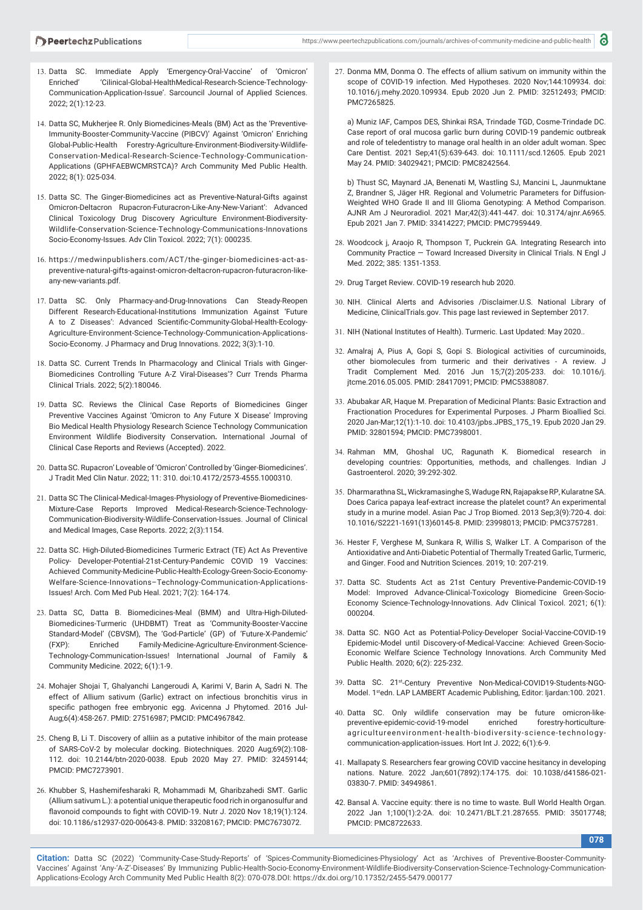13. Datta SC. Immediate Apply 'Emergency-Oral-Vaccine' of 'Omicron' Enriched' 'Cilinical-Global-HealthMedical-Research-Science-Technology-Communication-Application-Issue'. Sarcouncil Journal of Applied Sciences. 2022; 2(1):12-23.

14. Datta SC, Mukherjee R. Only Biomedicines-Meals (BM) Act as the 'Preventive-Immunity-Booster-Community-Vaccine (PIBCV)' Against 'Omicron' Enriching Global-Public-Health Forestry-Agriculture-Environment-Biodiversity-Wildlife-Conservation-Medical-Research-Science-Technology-Communication-Applications (GPHFAEBWCMRSTCA)? Arch Community Med Public Health. 2022; 8(1): 025-034.

15. Datta SC. The Ginger-Biomedicines act as Preventive-Natural-Gifts against Omicron-Deltacron Rupacron-Futuracron-Like-Any-New-Variant': Advanced Clinical Toxicology Drug Discovery Agriculture Environment-Biodiversity-Wildlife-Conservation-Science-Technology-Communications-Innovations Socio-Economy-Issues. Adv Clin Toxicol. 2022; 7(1): 000235.

16. https://medwinpublishers.com/ACT/the-ginger-biomedicines-act-as-preventive-natural-gifts-against-omicron-deltacron-rupacron-futuracron-like-any-new-variants.pdf.

17. Datta SC. Only Pharmacy-and-Drug-Innovations Can Steady-Reopen Different Research-Educational-Institutions Immunization Against 'Future A to Z Diseases': Advanced Scientific-Community-Global-Health-Ecology-Agriculture-Environment-Science-Technology-Communication-Applications-Socio-Economy. J Pharmacy and Drug Innovations. 2022; 3(3):1-10.

18. Datta SC. Current Trends In Pharmacology and Clinical Trials with Ginger-Biomedicines Controlling 'Future A-Z Viral-Diseases'? Curr Trends Pharma Clinical Trials. 2022; 5(2):180046.

19. Datta SC. Reviews the Clinical Case Reports of Biomedicines Ginger Preventive Vaccines Against 'Omicron to Any Future X Disease' Improving Bio Medical Health Physiology Research Science Technology Communication Environment Wildlife Biodiversity Conservation. International Journal of Clinical Case Reports and Reviews (Accepted). 2022.

20. Datta SC. Rupacron' Loveable of 'Omicron' Controlled by 'Ginger-Biomedicines'. J Tradit Med Clin Natur. 2022; 11: 310. doi:10.4172/2573-4555.1000310.

21. Datta SC The Clinical-Medical-Images-Physiology of Preventive-Biomedicines-Mixture-Case Reports Improved Medical-Research-Science-Technology-Communication-Biodiversity-Wildlife-Conservation-Issues. Journal of Clinical and Medical Images, Case Reports. 2022; 2(3):1154.

22. Datta SC. High-Diluted-Biomedicines Turmeric Extract (TE) Act As Preventive Policy- Developer-Potential-21st-Century-Pandemic COVID 19 Vaccines: Achieved Community-Medicine-Public-Health-Ecology-Green-Socio-Economy-Welfare-Science–Innovations–Technology-Communication-Applications-Issues! Arch. Com Med Pub Heal. 2021; 7(2): 164-174.

23. Datta SC, Datta B. Biomedicines-Meal (BMM) and Ultra-High-Diluted-Biomedicines-Turmeric (UHDBMT) Treat as 'Community-Booster-Vaccine Standard-Model' (CBVSM), The 'God-Particle' (GP) of 'Future-X-Pandemic' (FXP): Enriched Family-Medicine-Agriculture-Environment-Science-Technology-Communication-Issues! International Journal of Family & Community Medicine. 2022; 6(1):1-9.

24. Mohajer Shojai T, Ghalyanchi Langeroudi A, Karimi V, Barin A, Sadri N. The effect of Allium sativum (Garlic) extract on infectious bronchitis virus in specific pathogen free embryonic egg. Avicenna J Phytomed. 2016 Jul-Aug;6(4):458-267. PMID: 27516987; PMCID: PMC4967842.

25. Cheng B, Li T. Discovery of alliin as a putative inhibitor of the main protease of SARS-CoV-2 by molecular docking. Biotechniques. 2020 Aug;69(2):108-112. doi: 10.2144/btn-2020-0038. Epub 2020 May 27. PMID: 32459144; PMCID: PMC7273901.

26. Khubber S, Hashemifesharaki R, Mohammadi M, Gharibzahedi SMT. Garlic (Allium sativum L.): a potential unique therapeutic food rich in organosulfur and flavonoid compounds to fight with COVID-19. Nutr J. 2020 Nov 18;19(1):124. doi: 10.1186/s12937-020-00643-8. PMID: 33208167; PMCID: PMC7673072.

27. Donma MM, Donma O. The effects of allium sativum on immunity within the scope of COVID-19 infection. Med Hypotheses. 2020 Nov;144:109934. doi: 10.1016/j.mehy.2020.109934. Epub 2020 Jun 2. PMID: 32512493; PMCID: PMC7265825.

    a) Muniz IAF, Campos DES, Shinkai RSA, Trindade TGD, Cosme-Trindade DC. Case report of oral mucosa garlic burn during COVID-19 pandemic outbreak and role of teledentistry to manage oral health in an older adult woman. Spec Care Dentist. 2021 Sep;41(5):639-643. doi: 10.1111/scd.12605. Epub 2021 May 24. PMID: 34029421; PMCID: PMC8242564.

    b) Thust SC, Maynard JA, Benenati M, Wastling SJ, Mancini L, Jaunmuktane Z, Brandner S, Jäger HR. Regional and Volumetric Parameters for Diffusion-Weighted WHO Grade II and III Glioma Genotyping: A Method Comparison. AJNR Am J Neuroradiol. 2021 Mar;42(3):441-447. doi: 10.3174/ajnr.A6965. Epub 2021 Jan 7. PMID: 33414227; PMCID: PMC7959449.

28. Woodcock j, Araojo R, Thompson T, Puckrein GA. Integrating Research into Community Practice — Toward Increased Diversity in Clinical Trials. N Engl J Med. 2022; 385: 1351-1353.

29. Drug Target Review. COVID-19 research hub 2020.

30. NIH. Clinical Alerts and Advisories /Disclaimer.U.S. National Library of Medicine, ClinicalTrials.gov. This page last reviewed in September 2017.

31. NIH (National Institutes of Health). Turmeric. Last Updated: May 2020..

32. Amalraj A, Pius A, Gopi S, Gopi S. Biological activities of curcuminoids, other biomolecules from turmeric and their derivatives - A review. J Tradit Complement Med. 2016 Jun 15;7(2):205-233. doi: 10.1016/j.jtcme.2016.05.005. PMID: 28417091; PMCID: PMC5388087.

33. Abubakar AR, Haque M. Preparation of Medicinal Plants: Basic Extraction and Fractionation Procedures for Experimental Purposes. J Pharm Bioallied Sci. 2020 Jan-Mar;12(1):1-10. doi: 10.4103/jpbs.JPBS_175_19. Epub 2020 Jan 29. PMID: 32801594; PMCID: PMC7398001.

34. Rahman MM, Ghoshal UC, Ragunath K. Biomedical research in developing countries: Opportunities, methods, and challenges. Indian J Gastroenterol. 2020; 39:292-302.

35. Dharmarathna SL, Wickramasinghe S, Waduge RN, Rajapakse RP, Kularatne SA. Does Carica papaya leaf-extract increase the platelet count? An experimental study in a murine model. Asian Pac J Trop Biomed. 2013 Sep;3(9):720-4. doi: 10.1016/S2221-1691(13)60145-8. PMID: 23998013; PMCID: PMC3757281.

36. Hester F, Verghese M, Sunkara R, Willis S, Walker LT. A Comparison of the Antioxidative and Anti-Diabetic Potential of Thermally Treated Garlic, Turmeric, and Ginger. Food and Nutrition Sciences. 2019; 10: 207-219.

37. Datta SC. Students Act as 21st Century Preventive-Pandemic-COVID-19 Model: Improved Advance-Clinical-Toxicology Biomedicine Green-Socio-Economy Science-Technology-Innovations. Adv Clinical Toxicol. 2021; 6(1): 000204.

38. Datta SC. NGO Act as Potential-Policy-Developer Social-Vaccine-COVID-19 Epidemic-Model until Discovery-of-Medical-Vaccine: Achieved Green-Socio-Economic Welfare Science Technology Innovations. Arch Community Med Public Health. 2020; 6(2): 225-232.

39. Datta SC. 21st-Century Preventive Non-Medical-COVID19-Students-NGO-Model. 1stedn. LAP LAMBERT Academic Publishing, Editor: ljardan:100. 2021.

40. Datta SC. Only wildlife conservation may be future omicron-like-preventive-epidemic-covid-19-model enriched forestry-horticulture-agricultureenvironment-health-biodiversity-science-technology-communication-application-issues. Hort Int J. 2022; 6(1):6-9.

41. Mallapaty S. Researchers fear growing COVID vaccine hesitancy in developing nations. Nature. 2022 Jan;601(7892):174-175. doi: 10.1038/d41586-021-03830-7. PMID: 34949861.

42. Bansal A. Vaccine equity: there is no time to waste. Bull World Health Organ. 2022 Jan 1;100(1):2-2A. doi: 10.2471/BLT.21.287655. PMID: 35017748; PMCID: PMC8722633.